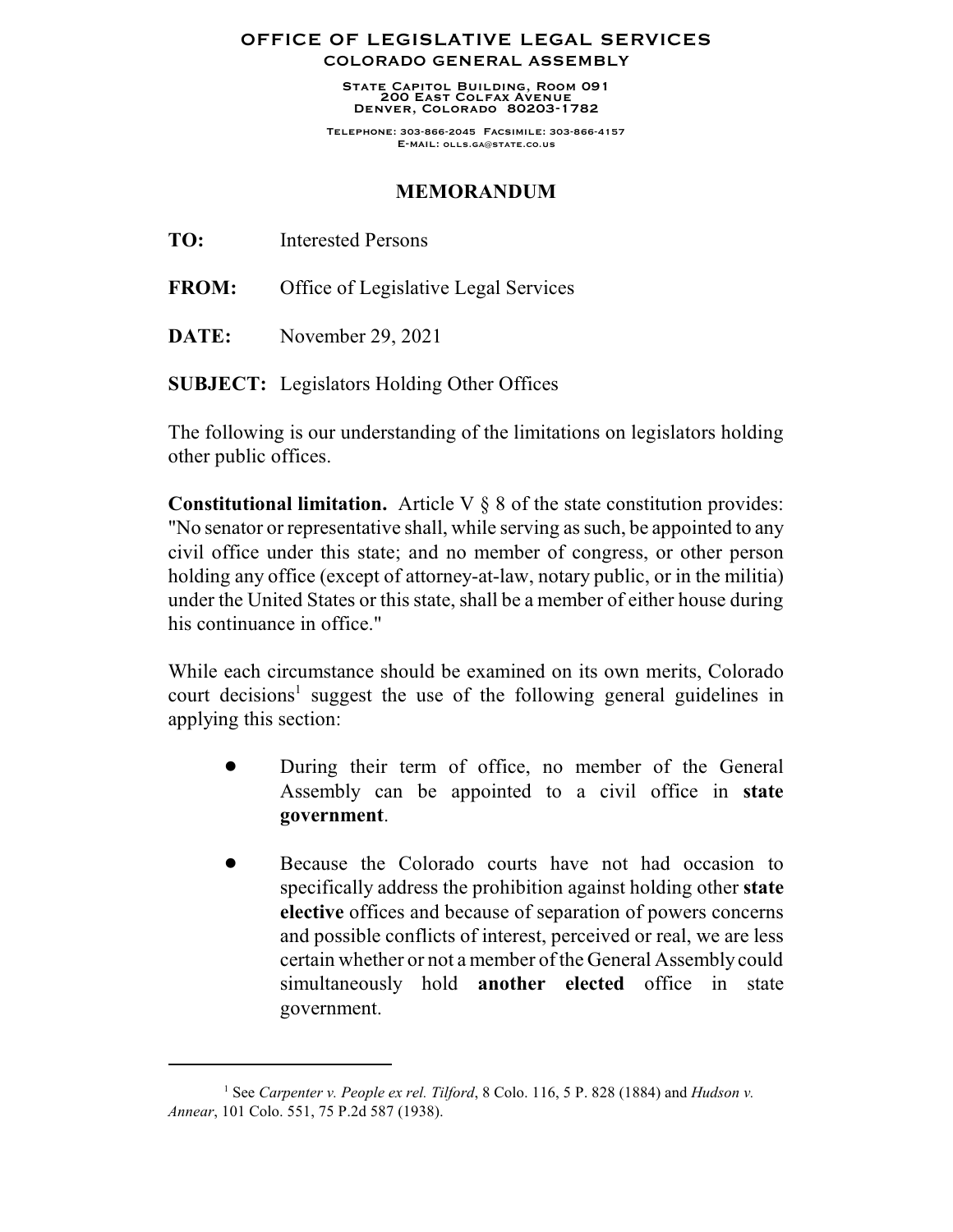# OFFICE OF LEGISLATIVE LEGAL SERVICES

## COLORADO GENERAL ASSEMBLY

State Capitol Building, Room 091
200 East Colfax Avenue
Denver, Colorado 80203-1782

Telephone: 303-866-2045 Facsimile: 303-866-4157
E-mail: olls.ga@state.co.us

## MEMORANDUM

**TO:** Interested Persons

**FROM:** Office of Legislative Legal Services

**DATE:** November 29, 2021

**SUBJECT:** Legislators Holding Other Offices

The following is our understanding of the limitations on legislators holding other public offices.

**Constitutional limitation.** Article V § 8 of the state constitution provides: "No senator or representative shall, while serving as such, be appointed to any civil office under this state; and no member of congress, or other person holding any office (except of attorney-at-law, notary public, or in the militia) under the United States or this state, shall be a member of either house during his continuance in office."

While each circumstance should be examined on its own merits, Colorado court decisions[1] suggest the use of the following general guidelines in applying this section:

- During their term of office, no member of the General Assembly can be appointed to a civil office in **state government**.
- Because the Colorado courts have not had occasion to specifically address the prohibition against holding other **state elective** offices and because of separation of powers concerns and possible conflicts of interest, perceived or real, we are less certain whether or not a member of the General Assembly could simultaneously hold **another elected** office in state government.

---

[1] See *Carpenter v. People ex rel. Tilford*, 8 Colo. 116, 5 P. 828 (1884) and *Hudson v. Annear*, 101 Colo. 551, 75 P.2d 587 (1938).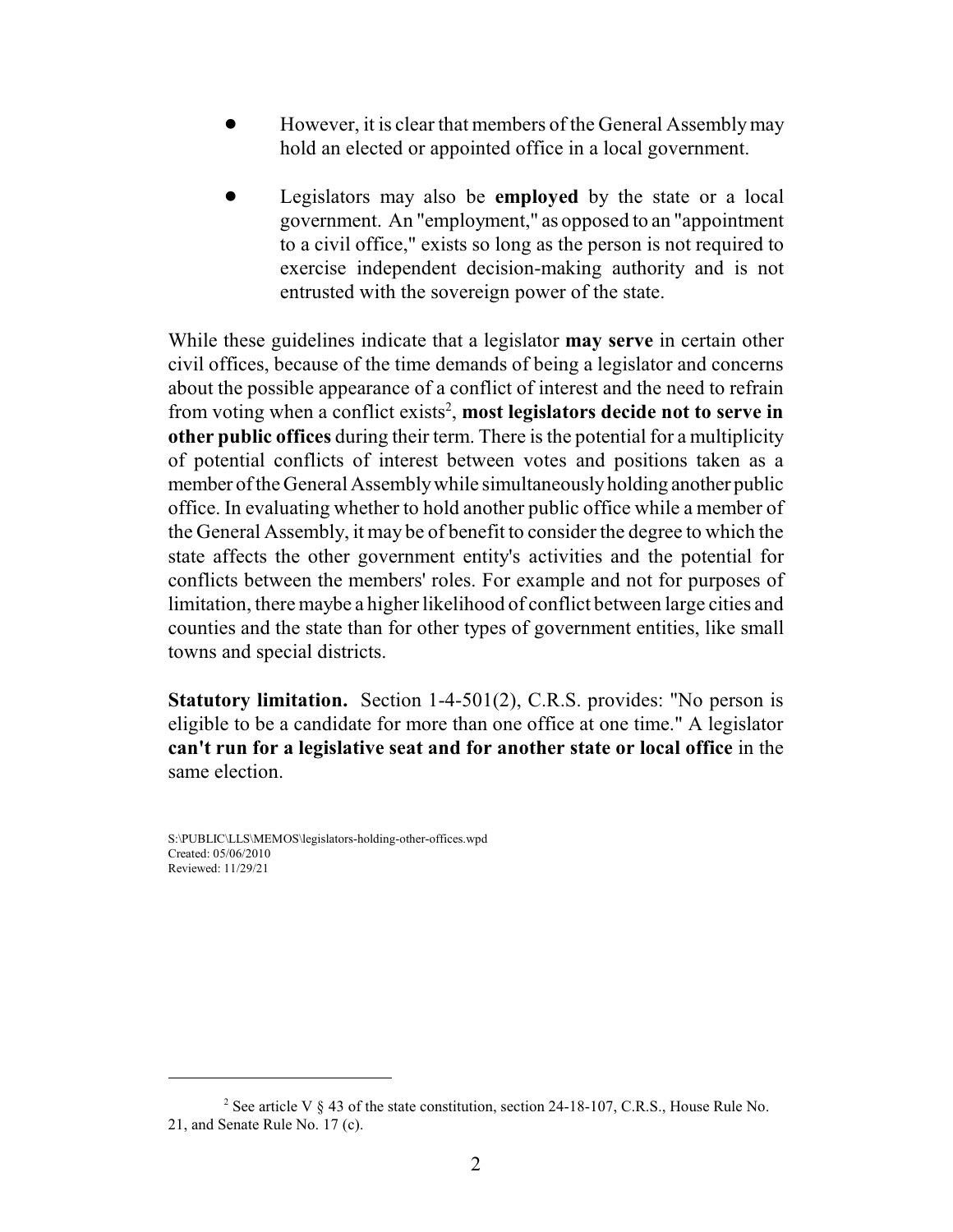- However, it is clear that members of the General Assembly may hold an elected or appointed office in a local government.

- Legislators may also be **employed** by the state or a local government. An "employment," as opposed to an "appointment to a civil office," exists so long as the person is not required to exercise independent decision-making authority and is not entrusted with the sovereign power of the state.

While these guidelines indicate that a legislator **may serve** in certain other civil offices, because of the time demands of being a legislator and concerns about the possible appearance of a conflict of interest and the need to refrain from voting when a conflict exists[2], **most legislators decide not to serve in other public offices** during their term. There is the potential for a multiplicity of potential conflicts of interest between votes and positions taken as a member of the General Assembly while simultaneously holding another public office. In evaluating whether to hold another public office while a member of the General Assembly, it may be of benefit to consider the degree to which the state affects the other government entity's activities and the potential for conflicts between the members' roles. For example and not for purposes of limitation, there maybe a higher likelihood of conflict between large cities and counties and the state than for other types of government entities, like small towns and special districts.

**Statutory limitation.** Section 1-4-501(2), C.R.S. provides: "No person is eligible to be a candidate for more than one office at one time." A legislator **can't run for a legislative seat and for another state or local office** in the same election.

S:\PUBLIC\LLS\MEMOS\legislators-holding-other-offices.wpd
Created: 05/06/2010
Reviewed: 11/29/21

[2] See article V § 43 of the state constitution, section 24-18-107, C.R.S., House Rule No. 21, and Senate Rule No. 17 (c).